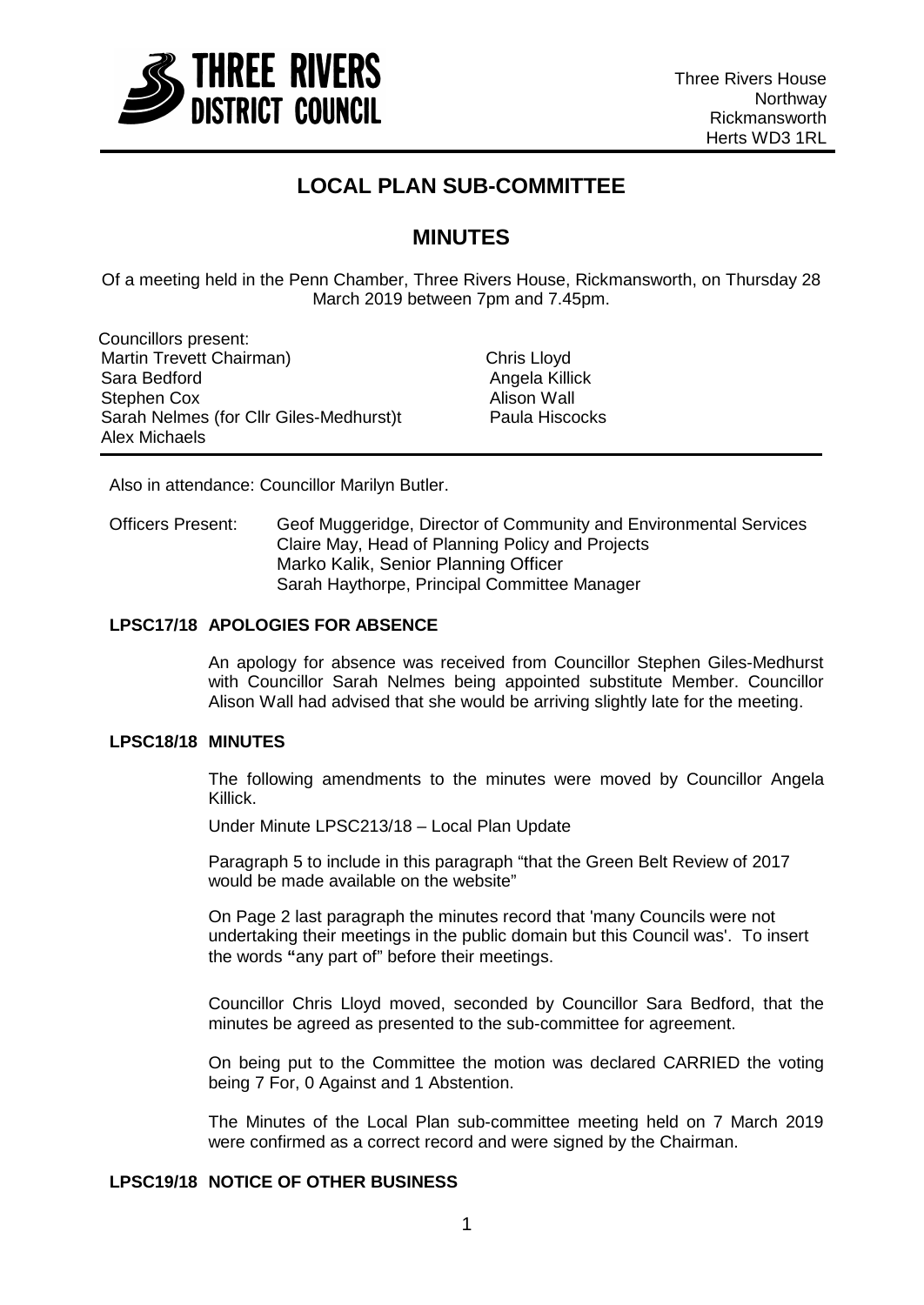**THREE RIVERS DISTRICT COUNCIL**

Three Rivers House
Northway
Rickmansworth
Herts WD3 1RL

# LOCAL PLAN SUB-COMMITTEE

## MINUTES

Of a meeting held in the Penn Chamber, Three Rivers House, Rickmansworth, on Thursday 28 March 2019 between 7pm and 7.45pm.

Councillors present:

| | |
|---|---|
| Martin Trevett Chairman) | Chris Lloyd |
| Sara Bedford | Angela Killick |
| Stephen Cox | Alison Wall |
| Sarah Nelmes (for Cllr Giles-Medhurst)t | Paula Hiscocks |
| Alex Michaels | |

Also in attendance: Councillor Marilyn Butler.

Officers Present: Geof Muggeridge, Director of Community and Environmental Services
Claire May, Head of Planning Policy and Projects
Marko Kalik, Senior Planning Officer
Sarah Haythorpe, Principal Committee Manager

### LPSC17/18 APOLOGIES FOR ABSENCE

An apology for absence was received from Councillor Stephen Giles-Medhurst with Councillor Sarah Nelmes being appointed substitute Member. Councillor Alison Wall had advised that she would be arriving slightly late for the meeting.

### LPSC18/18 MINUTES

The following amendments to the minutes were moved by Councillor Angela Killick.

Under Minute LPSC213/18 – Local Plan Update

Paragraph 5 to include in this paragraph "that the Green Belt Review of 2017 would be made available on the website"

On Page 2 last paragraph the minutes record that 'many Councils were not undertaking their meetings in the public domain but this Council was'. To insert the words **"**any part of" before their meetings.

Councillor Chris Lloyd moved, seconded by Councillor Sara Bedford, that the minutes be agreed as presented to the sub-committee for agreement.

On being put to the Committee the motion was declared CARRIED the voting being 7 For, 0 Against and 1 Abstention.

The Minutes of the Local Plan sub-committee meeting held on 7 March 2019 were confirmed as a correct record and were signed by the Chairman.

### LPSC19/18 NOTICE OF OTHER BUSINESS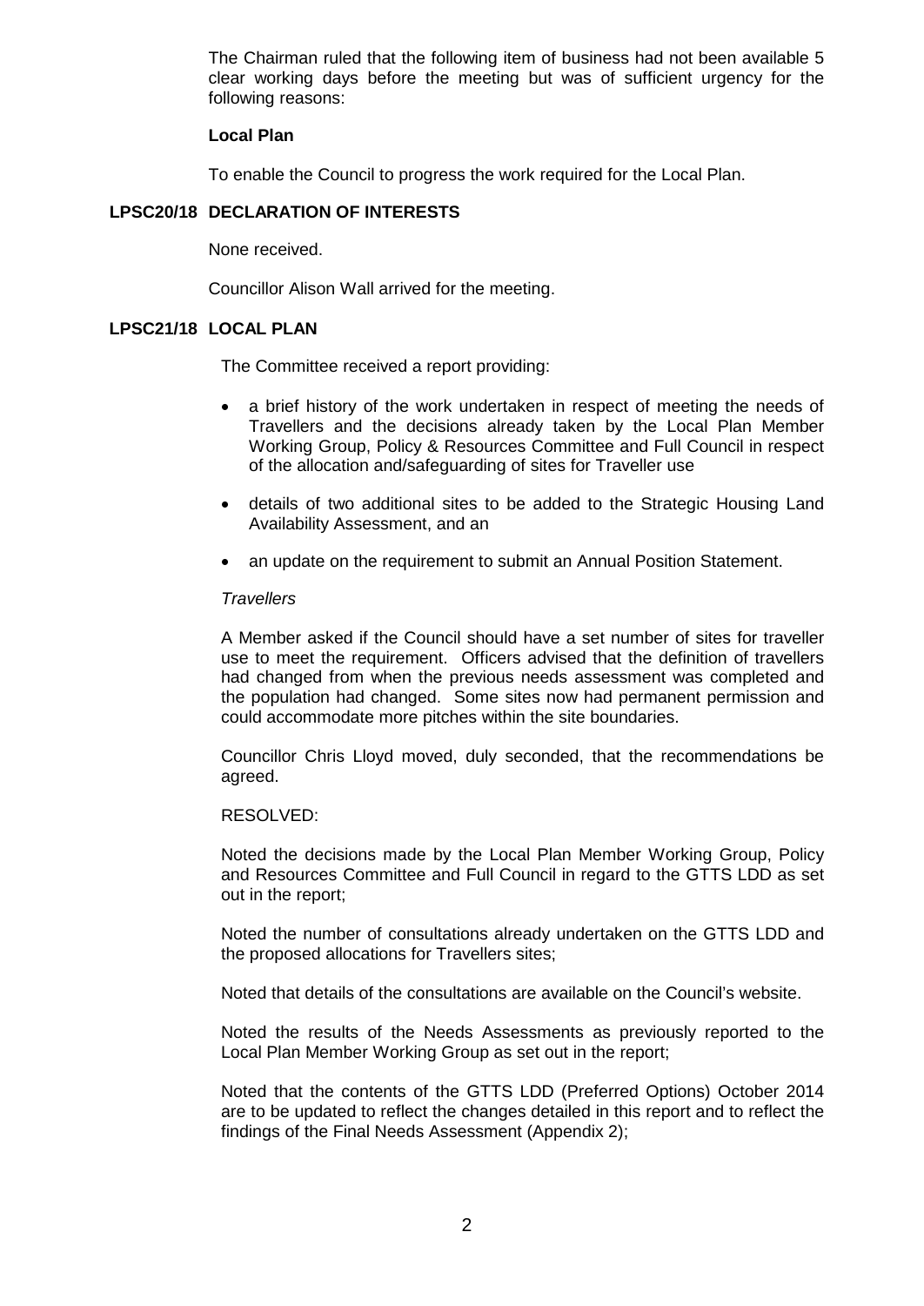The Chairman ruled that the following item of business had not been available 5 clear working days before the meeting but was of sufficient urgency for the following reasons:

**Local Plan**

To enable the Council to progress the work required for the Local Plan.

## LPSC20/18 DECLARATION OF INTERESTS

None received.

Councillor Alison Wall arrived for the meeting.

## LPSC21/18 LOCAL PLAN

The Committee received a report providing:

- a brief history of the work undertaken in respect of meeting the needs of Travellers and the decisions already taken by the Local Plan Member Working Group, Policy & Resources Committee and Full Council in respect of the allocation and/safeguarding of sites for Traveller use
- details of two additional sites to be added to the Strategic Housing Land Availability Assessment, and an
- an update on the requirement to submit an Annual Position Statement.

*Travellers*

A Member asked if the Council should have a set number of sites for traveller use to meet the requirement. Officers advised that the definition of travellers had changed from when the previous needs assessment was completed and the population had changed. Some sites now had permanent permission and could accommodate more pitches within the site boundaries.

Councillor Chris Lloyd moved, duly seconded, that the recommendations be agreed.

RESOLVED:

Noted the decisions made by the Local Plan Member Working Group, Policy and Resources Committee and Full Council in regard to the GTTS LDD as set out in the report;

Noted the number of consultations already undertaken on the GTTS LDD and the proposed allocations for Travellers sites;

Noted that details of the consultations are available on the Council's website.

Noted the results of the Needs Assessments as previously reported to the Local Plan Member Working Group as set out in the report;

Noted that the contents of the GTTS LDD (Preferred Options) October 2014 are to be updated to reflect the changes detailed in this report and to reflect the findings of the Final Needs Assessment (Appendix 2);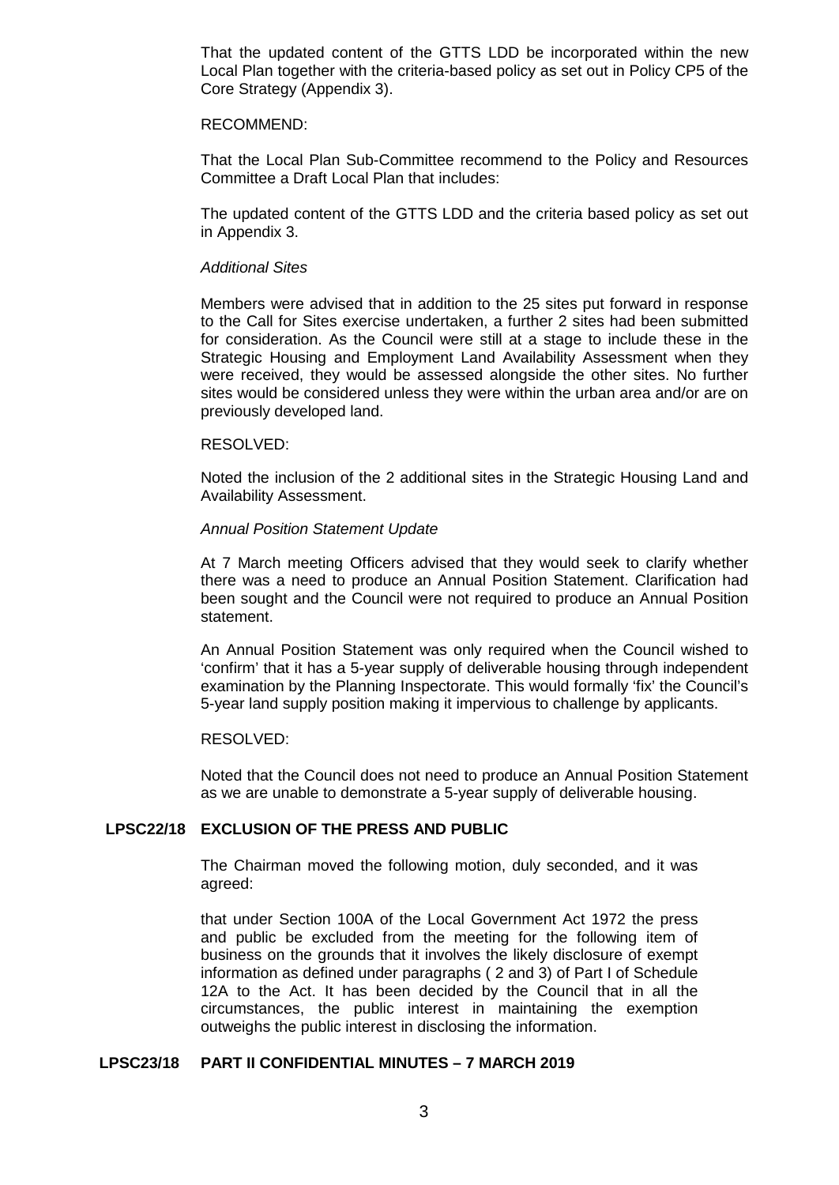That the updated content of the GTTS LDD be incorporated within the new Local Plan together with the criteria-based policy as set out in Policy CP5 of the Core Strategy (Appendix 3).

RECOMMEND:

That the Local Plan Sub-Committee recommend to the Policy and Resources Committee a Draft Local Plan that includes:

The updated content of the GTTS LDD and the criteria based policy as set out in Appendix 3.

*Additional Sites*

Members were advised that in addition to the 25 sites put forward in response to the Call for Sites exercise undertaken, a further 2 sites had been submitted for consideration. As the Council were still at a stage to include these in the Strategic Housing and Employment Land Availability Assessment when they were received, they would be assessed alongside the other sites. No further sites would be considered unless they were within the urban area and/or are on previously developed land.

RESOLVED:

Noted the inclusion of the 2 additional sites in the Strategic Housing Land and Availability Assessment.

*Annual Position Statement Update*

At 7 March meeting Officers advised that they would seek to clarify whether there was a need to produce an Annual Position Statement. Clarification had been sought and the Council were not required to produce an Annual Position statement.

An Annual Position Statement was only required when the Council wished to 'confirm' that it has a 5-year supply of deliverable housing through independent examination by the Planning Inspectorate. This would formally 'fix' the Council's 5-year land supply position making it impervious to challenge by applicants.

RESOLVED:

Noted that the Council does not need to produce an Annual Position Statement as we are unable to demonstrate a 5-year supply of deliverable housing.

## LPSC22/18 EXCLUSION OF THE PRESS AND PUBLIC

The Chairman moved the following motion, duly seconded, and it was agreed:

that under Section 100A of the Local Government Act 1972 the press and public be excluded from the meeting for the following item of business on the grounds that it involves the likely disclosure of exempt information as defined under paragraphs ( 2 and 3) of Part I of Schedule 12A to the Act. It has been decided by the Council that in all the circumstances, the public interest in maintaining the exemption outweighs the public interest in disclosing the information.

## LPSC23/18 PART II CONFIDENTIAL MINUTES – 7 MARCH 2019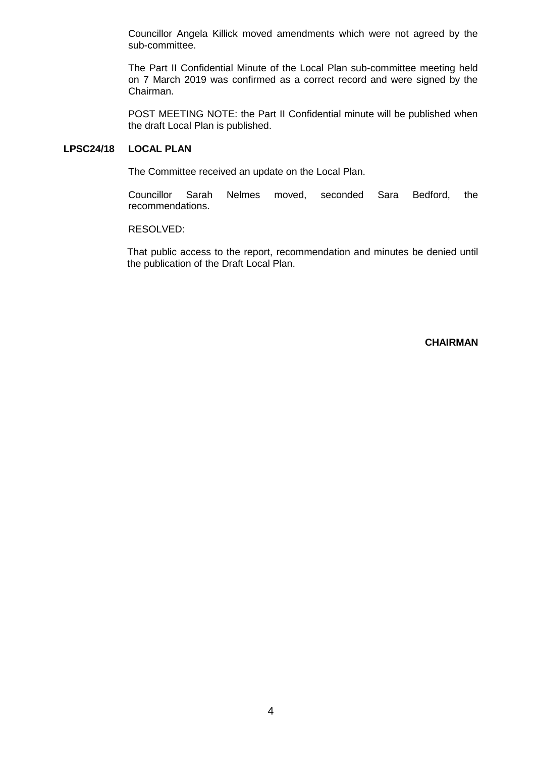Councillor Angela Killick moved amendments which were not agreed by the sub-committee.

The Part II Confidential Minute of the Local Plan sub-committee meeting held on 7 March 2019 was confirmed as a correct record and were signed by the Chairman.

POST MEETING NOTE: the Part II Confidential minute will be published when the draft Local Plan is published.

**LPSC24/18 LOCAL PLAN**

The Committee received an update on the Local Plan.

Councillor Sarah Nelmes moved, seconded Sara Bedford, the recommendations.

RESOLVED:

That public access to the report, recommendation and minutes be denied until the publication of the Draft Local Plan.

**CHAIRMAN**